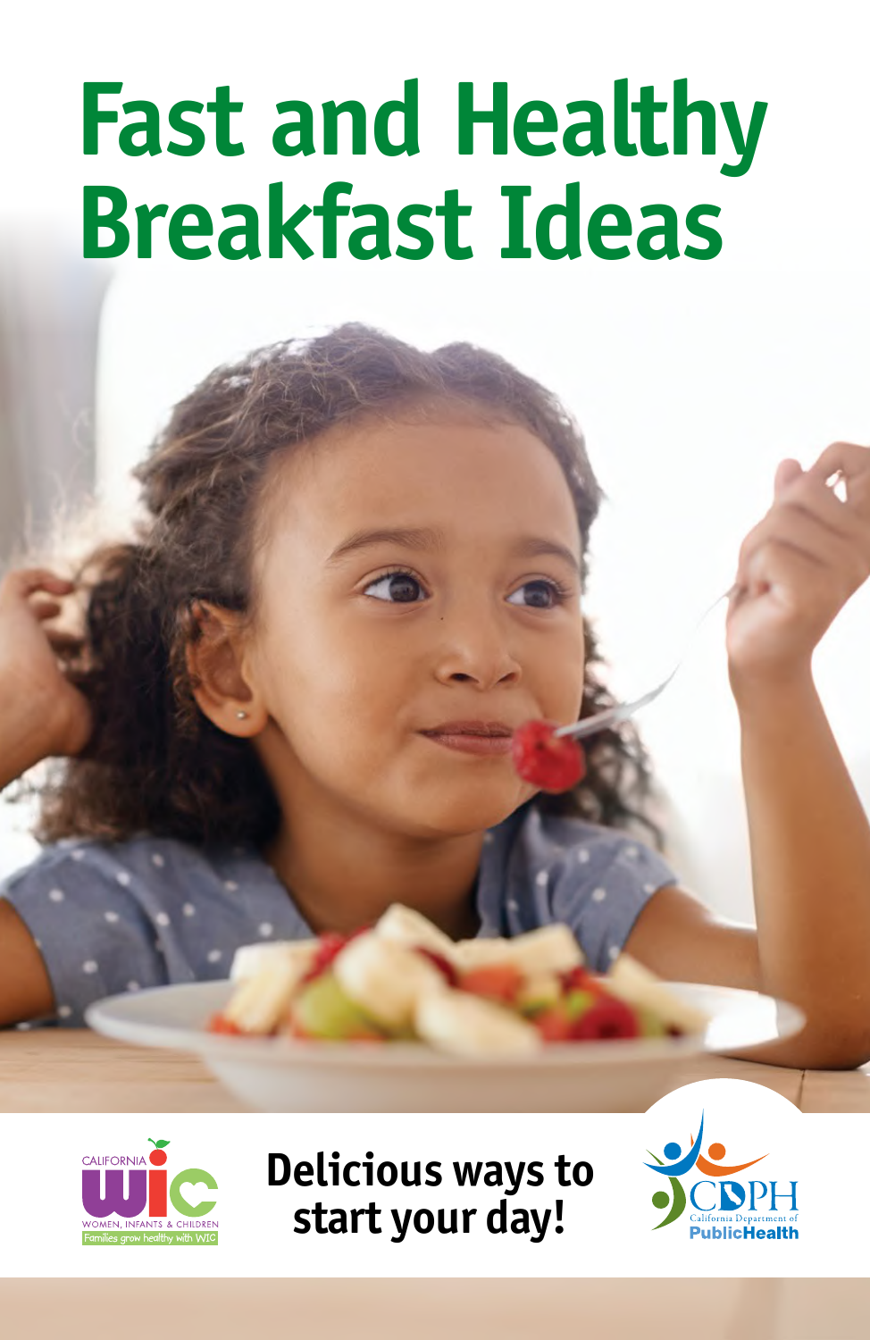# Fast and Healthy Breakfast Ideas

**Delicious ways to start your day!**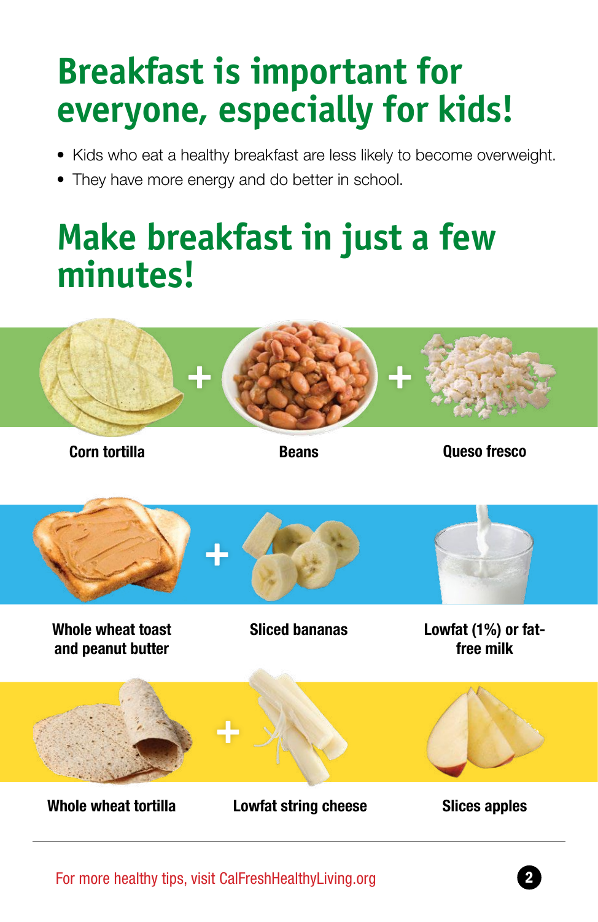# Breakfast is important for everyone, especially for kids!

- Kids who eat a healthy breakfast are less likely to become overweight.
- They have more energy and do better in school.

# Make breakfast in just a few minutes!

**Corn tortilla** + **Beans** + **Queso fresco**

**Whole wheat toast and peanut butter** + **Sliced bananas** + **Lowfat (1%) or fat-free milk**

**Whole wheat tortilla** + **Lowfat string cheese** + **Slices apples**

For more healthy tips, visit CalFreshHealthyLiving.org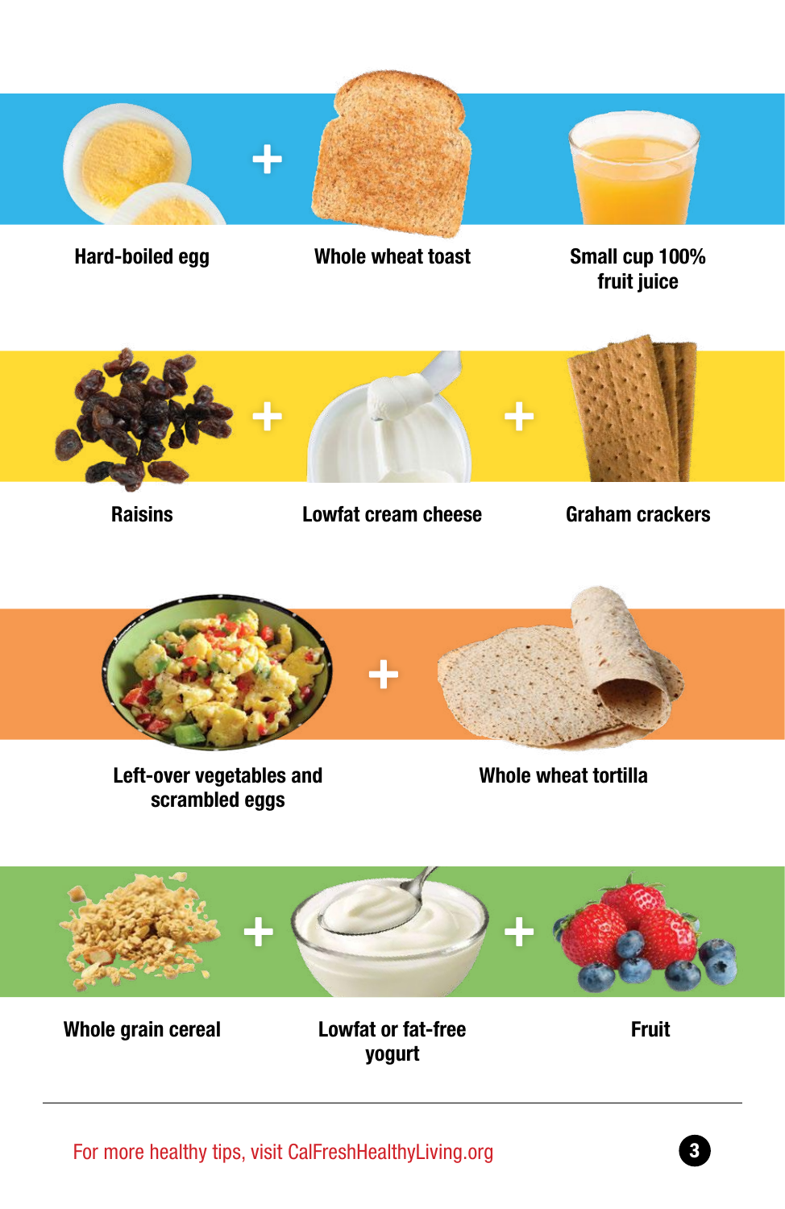Hard-boiled egg + Whole wheat toast + Small cup 100% fruit juice

Raisins + Lowfat cream cheese + Graham crackers

Left-over vegetables and scrambled eggs + Whole wheat tortilla

Whole grain cereal + Lowfat or fat-free yogurt + Fruit

For more healthy tips, visit CalFreshHealthyLiving.org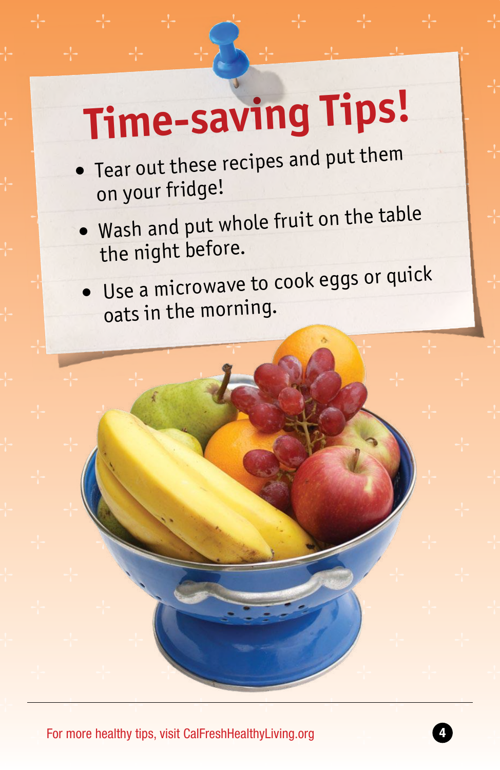# Time-saving Tips!

- Tear out these recipes and put them on your fridge!
- Wash and put whole fruit on the table the night before.
- Use a microwave to cook eggs or quick oats in the morning.

For more healthy tips, visit CalFreshHealthyLiving.org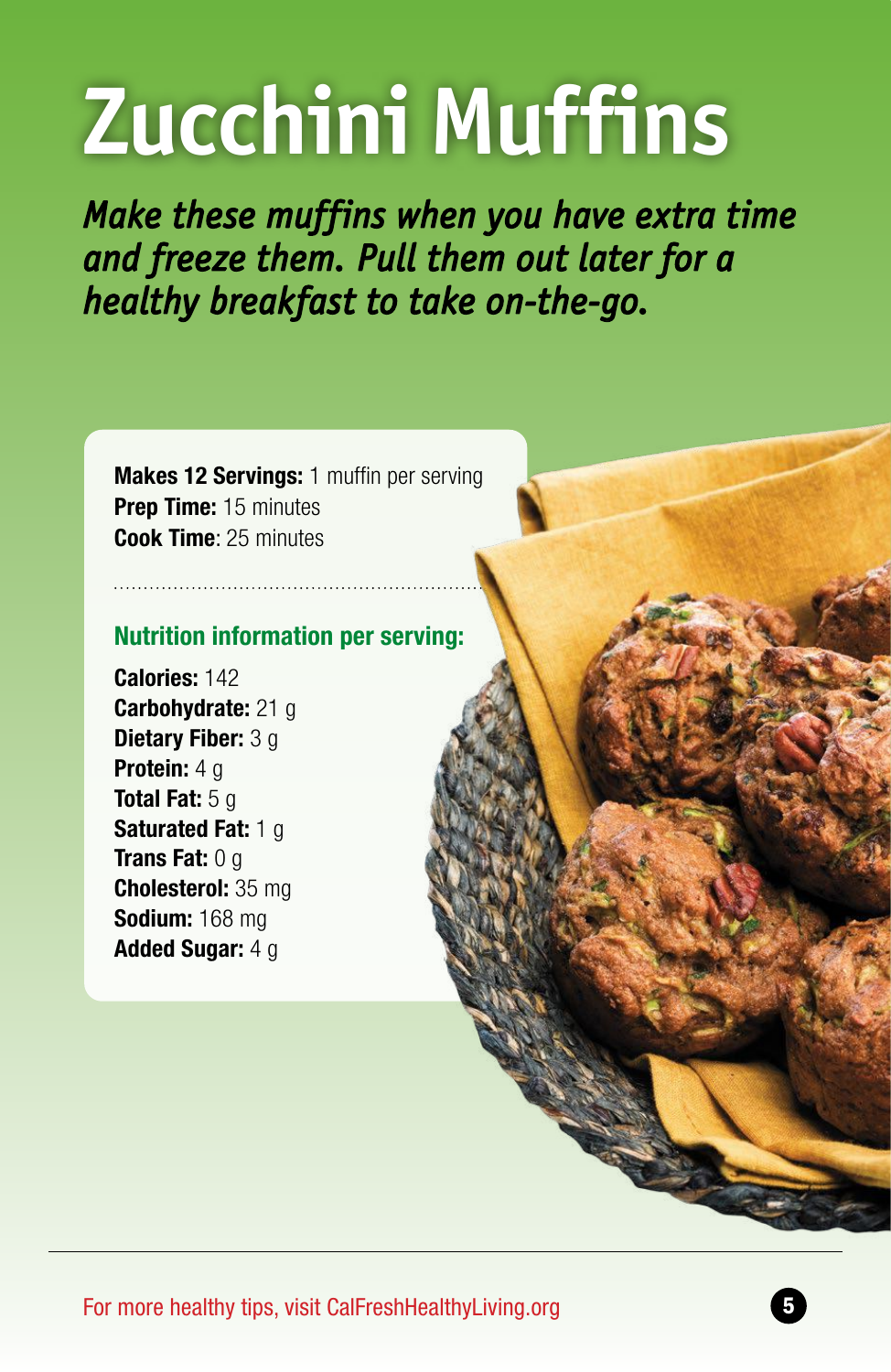# Zucchini Muffins

***Make these muffins when you have extra time and freeze them. Pull them out later for a healthy breakfast to take on-the-go.***

**Makes 12 Servings:** 1 muffin per serving
**Prep Time:** 15 minutes
**Cook Time**: 25 minutes

## Nutrition information per serving:

**Calories:** 142
**Carbohydrate:** 21 g
**Dietary Fiber:** 3 g
**Protein:** 4 g
**Total Fat:** 5 g
**Saturated Fat:** 1 g
**Trans Fat:** 0 g
**Cholesterol:** 35 mg
**Sodium:** 168 mg
**Added Sugar:** 4 g

For more healthy tips, visit CalFreshHealthyLiving.org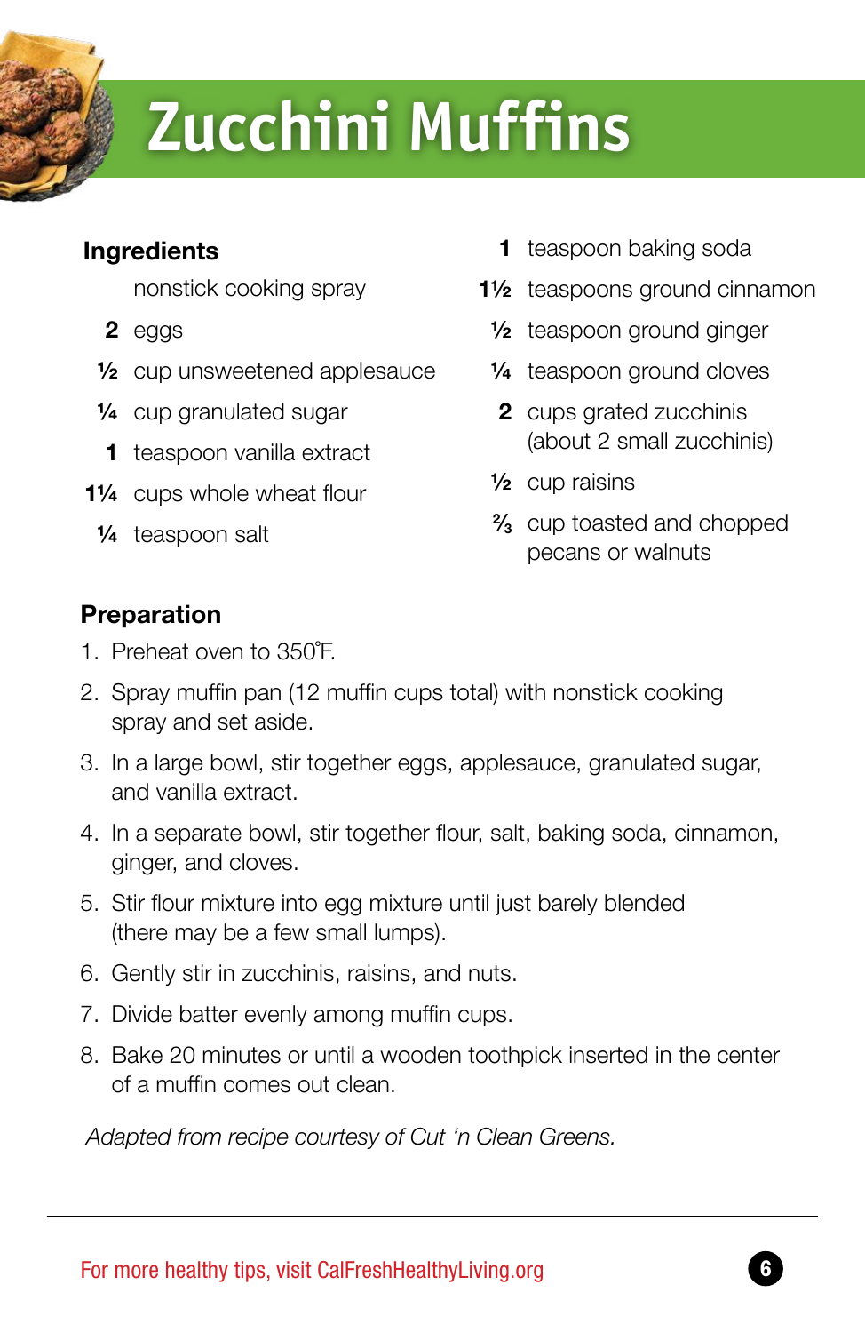# Zucchini Muffins

## Ingredients

- nonstick cooking spray
- **2** eggs
- **½** cup unsweetened applesauce
- **¼** cup granulated sugar
- **1** teaspoon vanilla extract
- **1¼** cups whole wheat flour
- **¼** teaspoon salt
- **1** teaspoon baking soda
- **1½** teaspoons ground cinnamon
- **½** teaspoon ground ginger
- **¼** teaspoon ground cloves
- **2** cups grated zucchinis (about 2 small zucchinis)
- **½** cup raisins
- **⅔** cup toasted and chopped pecans or walnuts

## Preparation

1. Preheat oven to 350˚F.
2. Spray muffin pan (12 muffin cups total) with nonstick cooking spray and set aside.
3. In a large bowl, stir together eggs, applesauce, granulated sugar, and vanilla extract.
4. In a separate bowl, stir together flour, salt, baking soda, cinnamon, ginger, and cloves.
5. Stir flour mixture into egg mixture until just barely blended (there may be a few small lumps).
6. Gently stir in zucchinis, raisins, and nuts.
7. Divide batter evenly among muffin cups.
8. Bake 20 minutes or until a wooden toothpick inserted in the center of a muffin comes out clean.

*Adapted from recipe courtesy of Cut 'n Clean Greens.*

For more healthy tips, visit CalFreshHealthyLiving.org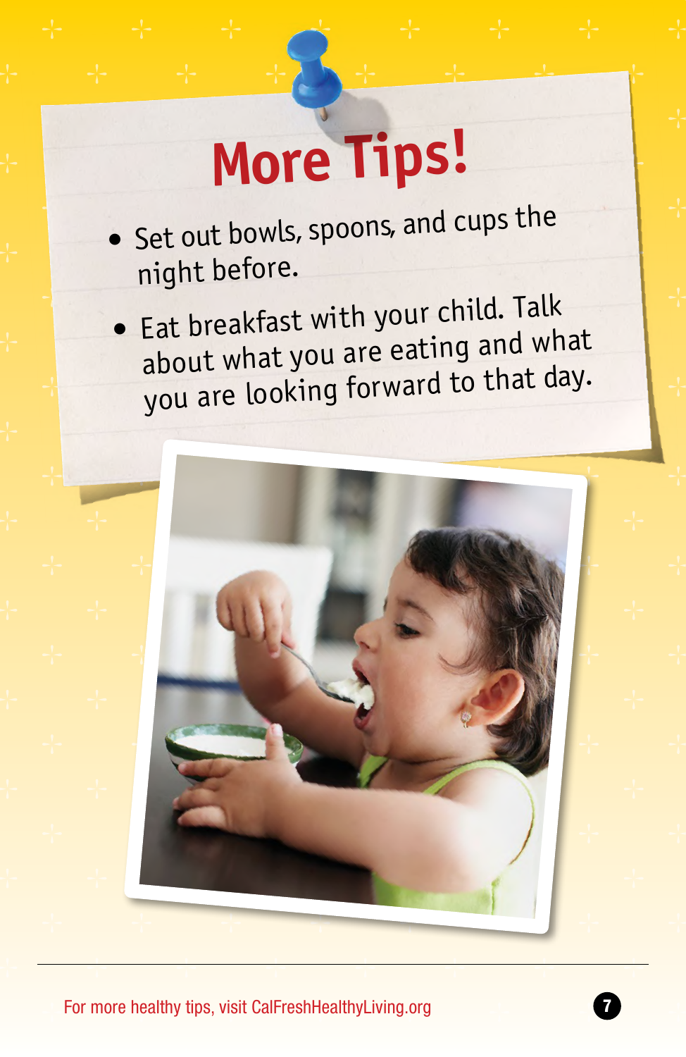# More Tips!

- Set out bowls, spoons, and cups the night before.
- Eat breakfast with your child. Talk about what you are eating and what you are looking forward to that day.

For more healthy tips, visit CalFreshHealthyLiving.org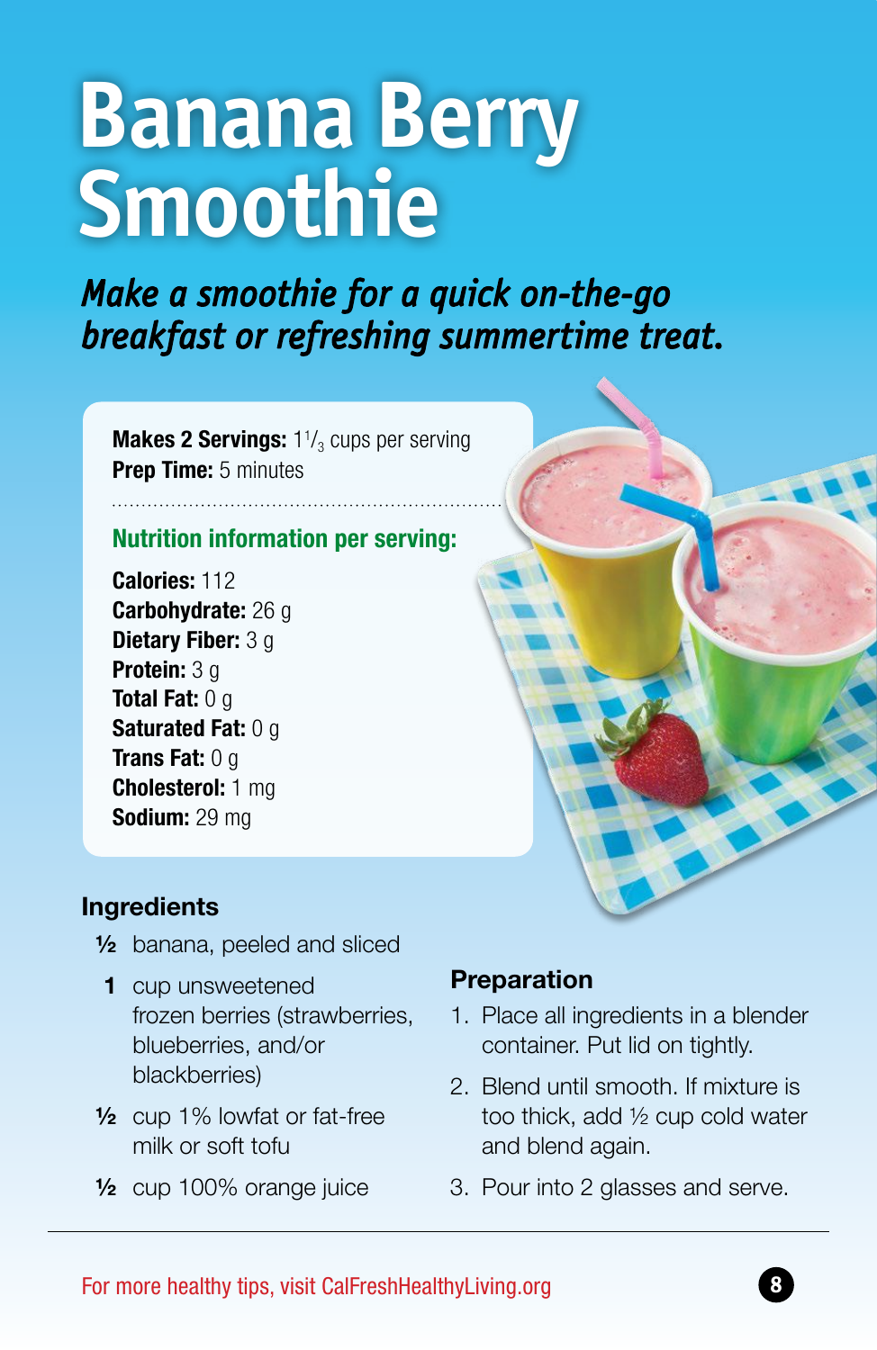# Banana Berry Smoothie

***Make a smoothie for a quick on-the-go breakfast or refreshing summertime treat.***

**Makes 2 Servings:** 1 1/3 cups per serving
**Prep Time:** 5 minutes

## Nutrition information per serving:

**Calories:** 112
**Carbohydrate:** 26 g
**Dietary Fiber:** 3 g
**Protein:** 3 g
**Total Fat:** 0 g
**Saturated Fat:** 0 g
**Trans Fat:** 0 g
**Cholesterol:** 1 mg
**Sodium:** 29 mg

## Ingredients

- **½** banana, peeled and sliced
- **1** cup unsweetened frozen berries (strawberries, blueberries, and/or blackberries)
- **½** cup 1% lowfat or fat-free milk or soft tofu
- **½** cup 100% orange juice

## Preparation

1. Place all ingredients in a blender container. Put lid on tightly.
2. Blend until smooth. If mixture is too thick, add ½ cup cold water and blend again.
3. Pour into 2 glasses and serve.

For more healthy tips, visit CalFreshHealthyLiving.org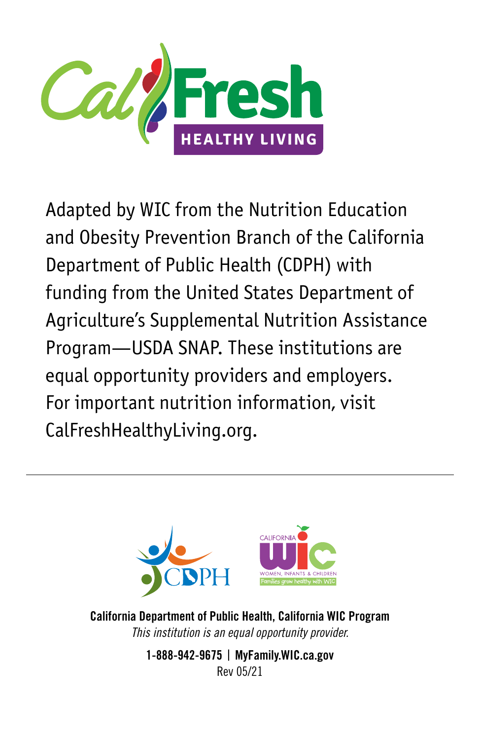Adapted by WIC from the Nutrition Education and Obesity Prevention Branch of the California Department of Public Health (CDPH) with funding from the United States Department of Agriculture's Supplemental Nutrition Assistance Program—USDA SNAP. These institutions are equal opportunity providers and employers. For important nutrition information, visit CalFreshHealthyLiving.org.

---

**California Department of Public Health, California WIC Program**

*This institution is an equal opportunity provider.*

**1-888-942-9675 | MyFamily.WIC.ca.gov**

Rev 05/21